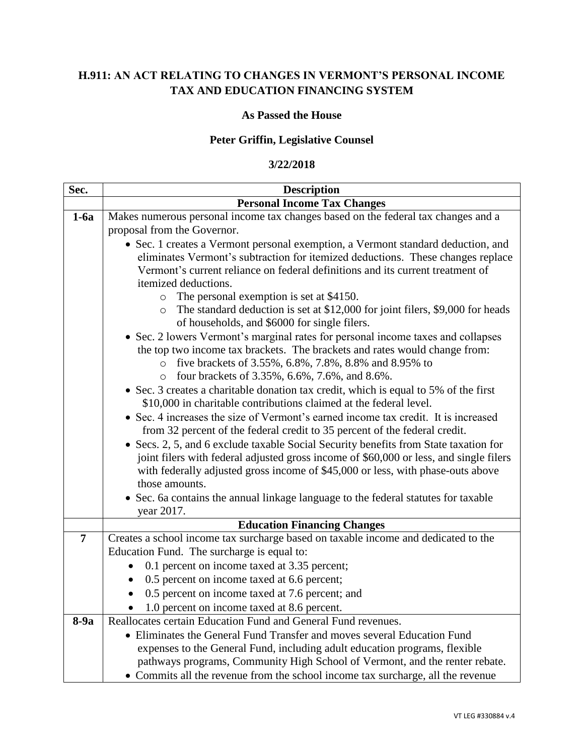# H.911: AN ACT RELATING TO CHANGES IN VERMONT'S PERSONAL INCOME TAX AND EDUCATION FINANCING SYSTEM

## As Passed the House

## Peter Griffin, Legislative Counsel

## 3/22/2018

| Sec. | Description |
|---|---|
| | **Personal Income Tax Changes** |
| **1-6a** | Makes numerous personal income tax changes based on the federal tax changes and a proposal from the Governor.<br>• Sec. 1 creates a Vermont personal exemption, a Vermont standard deduction, and eliminates Vermont's subtraction for itemized deductions. These changes replace Vermont's current reliance on federal definitions and its current treatment of itemized deductions.<br>&nbsp;&nbsp;&nbsp;&nbsp;o The personal exemption is set at $4150.<br>&nbsp;&nbsp;&nbsp;&nbsp;o The standard deduction is set at $12,000 for joint filers, $9,000 for heads of households, and $6000 for single filers.<br>• Sec. 2 lowers Vermont's marginal rates for personal income taxes and collapses the top two income tax brackets. The brackets and rates would change from:<br>&nbsp;&nbsp;&nbsp;&nbsp;o five brackets of 3.55%, 6.8%, 7.8%, 8.8% and 8.95% to<br>&nbsp;&nbsp;&nbsp;&nbsp;o four brackets of 3.35%, 6.6%, 7.6%, and 8.6%.<br>• Sec. 3 creates a charitable donation tax credit, which is equal to 5% of the first $10,000 in charitable contributions claimed at the federal level.<br>• Sec. 4 increases the size of Vermont's earned income tax credit. It is increased from 32 percent of the federal credit to 35 percent of the federal credit.<br>• Secs. 2, 5, and 6 exclude taxable Social Security benefits from State taxation for joint filers with federal adjusted gross income of $60,000 or less, and single filers with federally adjusted gross income of $45,000 or less, with phase-outs above those amounts.<br>• Sec. 6a contains the annual linkage language to the federal statutes for taxable year 2017. |
| | **Education Financing Changes** |
| **7** | Creates a school income tax surcharge based on taxable income and dedicated to the Education Fund. The surcharge is equal to:<br>• 0.1 percent on income taxed at 3.35 percent;<br>• 0.5 percent on income taxed at 6.6 percent;<br>• 0.5 percent on income taxed at 7.6 percent; and<br>• 1.0 percent on income taxed at 8.6 percent. |
| **8-9a** | Reallocates certain Education Fund and General Fund revenues.<br>• Eliminates the General Fund Transfer and moves several Education Fund expenses to the General Fund, including adult education programs, flexible pathways programs, Community High School of Vermont, and the renter rebate.<br>• Commits all the revenue from the school income tax surcharge, all the revenue |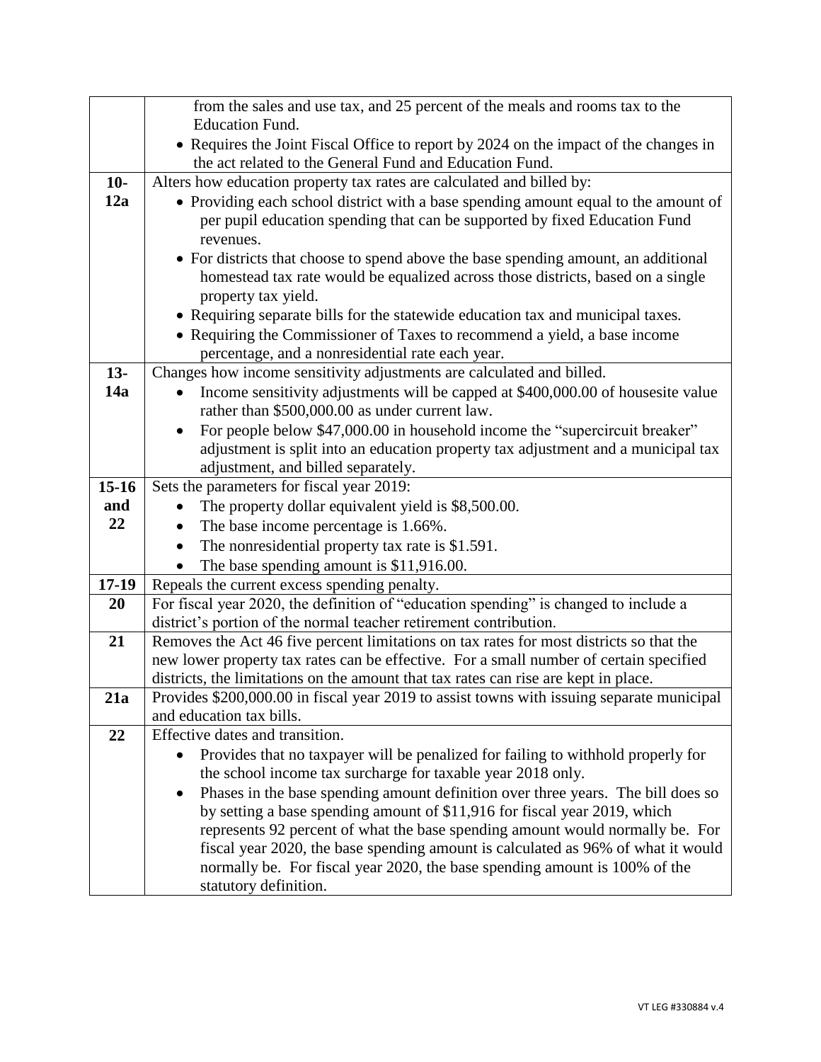| | |
|---|---|
| | from the sales and use tax, and 25 percent of the meals and rooms tax to the Education Fund.<br>• Requires the Joint Fiscal Office to report by 2024 on the impact of the changes in the act related to the General Fund and Education Fund. |
| **10-12a** | Alters how education property tax rates are calculated and billed by:<br>• Providing each school district with a base spending amount equal to the amount of per pupil education spending that can be supported by fixed Education Fund revenues.<br>• For districts that choose to spend above the base spending amount, an additional homestead tax rate would be equalized across those districts, based on a single property tax yield.<br>• Requiring separate bills for the statewide education tax and municipal taxes.<br>• Requiring the Commissioner of Taxes to recommend a yield, a base income percentage, and a nonresidential rate each year. |
| **13-14a** | Changes how income sensitivity adjustments are calculated and billed.<br>• Income sensitivity adjustments will be capped at $400,000.00 of housesite value rather than $500,000.00 as under current law.<br>• For people below $47,000.00 in household income the "supercircuit breaker" adjustment is split into an education property tax adjustment and a municipal tax adjustment, and billed separately. |
| **15-16 and 22** | Sets the parameters for fiscal year 2019:<br>• The property dollar equivalent yield is $8,500.00.<br>• The base income percentage is 1.66%.<br>• The nonresidential property tax rate is $1.591.<br>• The base spending amount is $11,916.00. |
| **17-19** | Repeals the current excess spending penalty. |
| **20** | For fiscal year 2020, the definition of "education spending" is changed to include a district's portion of the normal teacher retirement contribution. |
| **21** | Removes the Act 46 five percent limitations on tax rates for most districts so that the new lower property tax rates can be effective. For a small number of certain specified districts, the limitations on the amount that tax rates can rise are kept in place. |
| **21a** | Provides $200,000.00 in fiscal year 2019 to assist towns with issuing separate municipal and education tax bills. |
| **22** | Effective dates and transition.<br>• Provides that no taxpayer will be penalized for failing to withhold properly for the school income tax surcharge for taxable year 2018 only.<br>• Phases in the base spending amount definition over three years. The bill does so by setting a base spending amount of $11,916 for fiscal year 2019, which represents 92 percent of what the base spending amount would normally be. For fiscal year 2020, the base spending amount is calculated as 96% of what it would normally be. For fiscal year 2020, the base spending amount is 100% of the statutory definition. |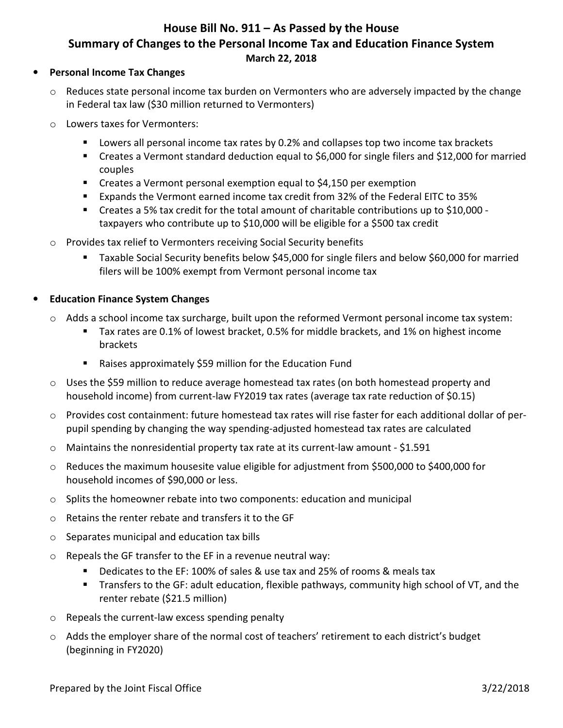# House Bill No. 911 – As Passed by the House

## Summary of Changes to the Personal Income Tax and Education Finance System

**March 22, 2018**

- **Personal Income Tax Changes**
  - Reduces state personal income tax burden on Vermonters who are adversely impacted by the change in Federal tax law ($30 million returned to Vermonters)
  - Lowers taxes for Vermonters:
    - Lowers all personal income tax rates by 0.2% and collapses top two income tax brackets
    - Creates a Vermont standard deduction equal to $6,000 for single filers and $12,000 for married couples
    - Creates a Vermont personal exemption equal to $4,150 per exemption
    - Expands the Vermont earned income tax credit from 32% of the Federal EITC to 35%
    - Creates a 5% tax credit for the total amount of charitable contributions up to $10,000 - taxpayers who contribute up to $10,000 will be eligible for a $500 tax credit
  - Provides tax relief to Vermonters receiving Social Security benefits
    - Taxable Social Security benefits below $45,000 for single filers and below $60,000 for married filers will be 100% exempt from Vermont personal income tax

- **Education Finance System Changes**
  - Adds a school income tax surcharge, built upon the reformed Vermont personal income tax system:
    - Tax rates are 0.1% of lowest bracket, 0.5% for middle brackets, and 1% on highest income brackets
    - Raises approximately $59 million for the Education Fund
  - Uses the $59 million to reduce average homestead tax rates (on both homestead property and household income) from current-law FY2019 tax rates (average tax rate reduction of $0.15)
  - Provides cost containment: future homestead tax rates will rise faster for each additional dollar of per-pupil spending by changing the way spending-adjusted homestead tax rates are calculated
  - Maintains the nonresidential property tax rate at its current-law amount - $1.591
  - Reduces the maximum housesite value eligible for adjustment from $500,000 to $400,000 for household incomes of $90,000 or less.
  - Splits the homeowner rebate into two components: education and municipal
  - Retains the renter rebate and transfers it to the GF
  - Separates municipal and education tax bills
  - Repeals the GF transfer to the EF in a revenue neutral way:
    - Dedicates to the EF: 100% of sales & use tax and 25% of rooms & meals tax
    - Transfers to the GF: adult education, flexible pathways, community high school of VT, and the renter rebate ($21.5 million)
  - Repeals the current-law excess spending penalty
  - Adds the employer share of the normal cost of teachers' retirement to each district's budget (beginning in FY2020)

Prepared by the Joint Fiscal Office 3/22/2018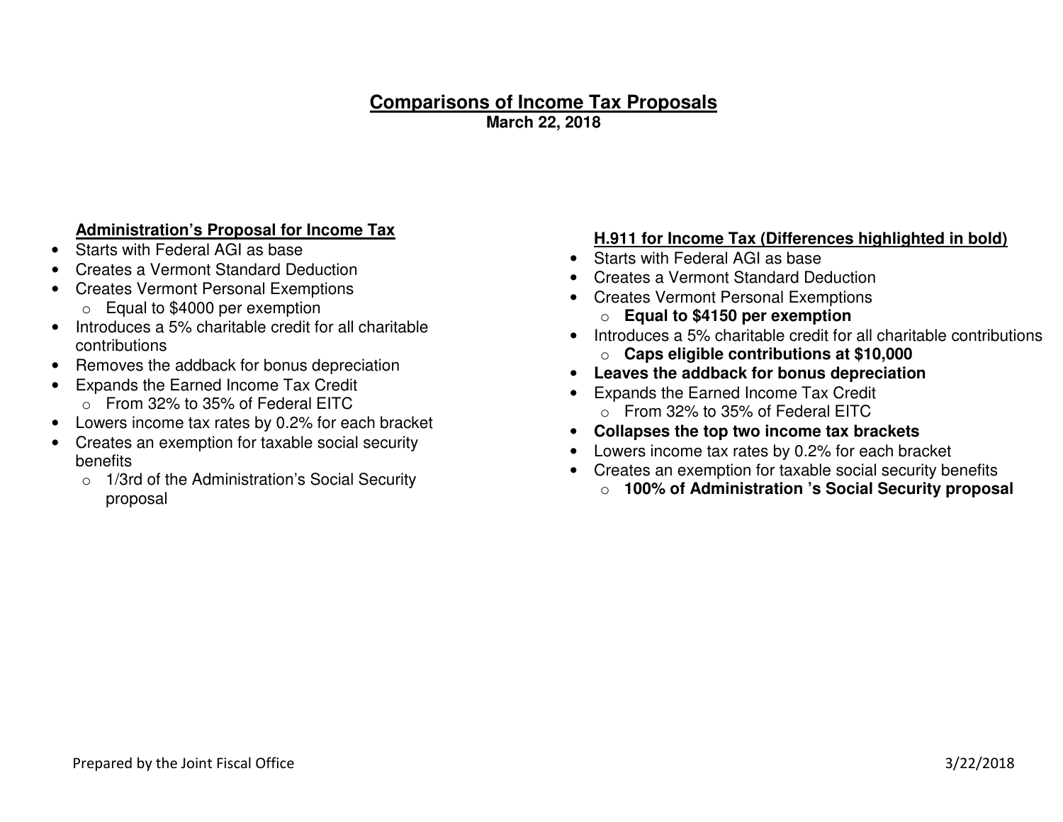# Comparisons of Income Tax Proposals

**March 22, 2018**

## Administration's Proposal for Income Tax

- Starts with Federal AGI as base
- Creates a Vermont Standard Deduction
- Creates Vermont Personal Exemptions
  - Equal to $4000 per exemption
- Introduces a 5% charitable credit for all charitable contributions
- Removes the addback for bonus depreciation
- Expands the Earned Income Tax Credit
  - From 32% to 35% of Federal EITC
- Lowers income tax rates by 0.2% for each bracket
- Creates an exemption for taxable social security benefits
  - 1/3rd of the Administration's Social Security proposal

## H.911 for Income Tax (Differences highlighted in bold)

- Starts with Federal AGI as base
- Creates a Vermont Standard Deduction
- Creates Vermont Personal Exemptions
  - **Equal to $4150 per exemption**
- Introduces a 5% charitable credit for all charitable contributions
  - **Caps eligible contributions at $10,000**
- **Leaves the addback for bonus depreciation**
- Expands the Earned Income Tax Credit
  - From 32% to 35% of Federal EITC
- **Collapses the top two income tax brackets**
- Lowers income tax rates by 0.2% for each bracket
- Creates an exemption for taxable social security benefits
  - **100% of Administration 's Social Security proposal**

Prepared by the Joint Fiscal Office 3/22/2018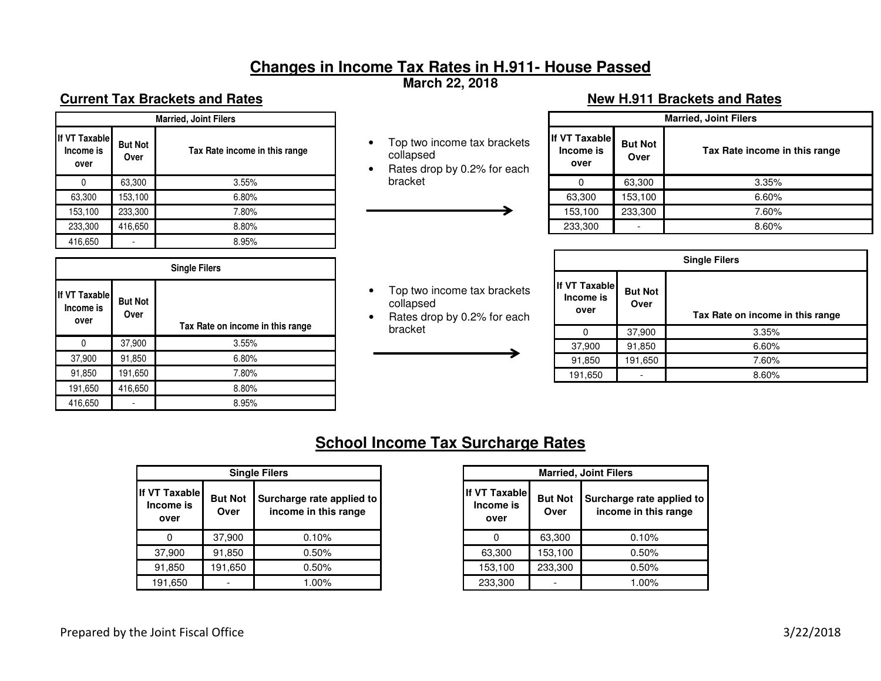# Changes in Income Tax Rates in H.911- House Passed

**March 22, 2018**

## Current Tax Brackets and Rates

| Married, Joint Filers | | |
|---|---|---|
| If VT Taxable Income is over | But Not Over | Tax Rate income in this range |
| 0 | 63,300 | 3.55% |
| 63,300 | 153,100 | 6.80% |
| 153,100 | 233,300 | 7.80% |
| 233,300 | 416,650 | 8.80% |
| 416,650 | - | 8.95% |

- Top two income tax brackets collapsed
- Rates drop by 0.2% for each bracket

| Single Filers | | |
|---|---|---|
| If VT Taxable Income is over | But Not Over | Tax Rate on income in this range |
| 0 | 37,900 | 3.55% |
| 37,900 | 91,850 | 6.80% |
| 91,850 | 191,650 | 7.80% |
| 191,650 | 416,650 | 8.80% |
| 416,650 | - | 8.95% |

- Top two income tax brackets collapsed
- Rates drop by 0.2% for each bracket

## New H.911 Brackets and Rates

| Married, Joint Filers | | |
|---|---|---|
| If VT Taxable Income is over | But Not Over | Tax Rate income in this range |
| 0 | 63,300 | 3.35% |
| 63,300 | 153,100 | 6.60% |
| 153,100 | 233,300 | 7.60% |
| 233,300 | - | 8.60% |

| Single Filers | | |
|---|---|---|
| If VT Taxable Income is over | But Not Over | Tax Rate on income in this range |
| 0 | 37,900 | 3.35% |
| 37,900 | 91,850 | 6.60% |
| 91,850 | 191,650 | 7.60% |
| 191,650 | - | 8.60% |

## School Income Tax Surcharge Rates

| Single Filers | | |
|---|---|---|
| If VT Taxable Income is over | But Not Over | Surcharge rate applied to income in this range |
| 0 | 37,900 | 0.10% |
| 37,900 | 91,850 | 0.50% |
| 91,850 | 191,650 | 0.50% |
| 191,650 | - | 1.00% |

| Married, Joint Filers | | |
|---|---|---|
| If VT Taxable Income is over | But Not Over | Surcharge rate applied to income in this range |
| 0 | 63,300 | 0.10% |
| 63,300 | 153,100 | 0.50% |
| 153,100 | 233,300 | 0.50% |
| 233,300 | - | 1.00% |

Prepared by the Joint Fiscal Office 3/22/2018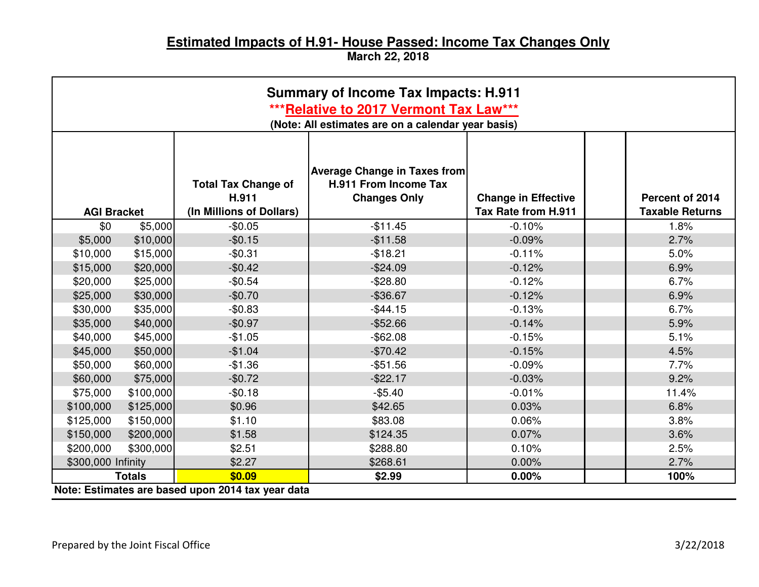# Estimated Impacts of H.91- House Passed: Income Tax Changes Only

**March 22, 2018**

## Summary of Income Tax Impacts: H.911

***Relative to 2017 Vermont Tax Law***

**(Note: All estimates are on a calendar year basis)**

| AGI Bracket | | Total Tax Change of H.911 (In Millions of Dollars) | Average Change in Taxes from H.911 From Income Tax Changes Only | Change in Effective Tax Rate from H.911 | | Percent of 2014 Taxable Returns |
|---|---|---|---|---|---|---|
| $0 | $5,000 | -$0.05 | -$11.45 | -0.10% | | 1.8% |
| $5,000 | $10,000 | -$0.15 | -$11.58 | -0.09% | | 2.7% |
| $10,000 | $15,000 | -$0.31 | -$18.21 | -0.11% | | 5.0% |
| $15,000 | $20,000 | -$0.42 | -$24.09 | -0.12% | | 6.9% |
| $20,000 | $25,000 | -$0.54 | -$28.80 | -0.12% | | 6.7% |
| $25,000 | $30,000 | -$0.70 | -$36.67 | -0.12% | | 6.9% |
| $30,000 | $35,000 | -$0.83 | -$44.15 | -0.13% | | 6.7% |
| $35,000 | $40,000 | -$0.97 | -$52.66 | -0.14% | | 5.9% |
| $40,000 | $45,000 | -$1.05 | -$62.08 | -0.15% | | 5.1% |
| $45,000 | $50,000 | -$1.04 | -$70.42 | -0.15% | | 4.5% |
| $50,000 | $60,000 | -$1.36 | -$51.56 | -0.09% | | 7.7% |
| $60,000 | $75,000 | -$0.72 | -$22.17 | -0.03% | | 9.2% |
| $75,000 | $100,000 | -$0.18 | -$5.40 | -0.01% | | 11.4% |
| $100,000 | $125,000 | $0.96 | $42.65 | 0.03% | | 6.8% |
| $125,000 | $150,000 | $1.10 | $83.08 | 0.06% | | 3.8% |
| $150,000 | $200,000 | $1.58 | $124.35 | 0.07% | | 3.6% |
| $200,000 | $300,000 | $2.51 | $288.80 | 0.10% | | 2.5% |
| $300,000 | Infinity | $2.27 | $268.61 | 0.00% | | 2.7% |
| **Totals** | | **$0.09** | **$2.99** | **0.00%** | | **100%** |

**Note: Estimates are based upon 2014 tax year data**

Prepared by the Joint Fiscal Office 3/22/2018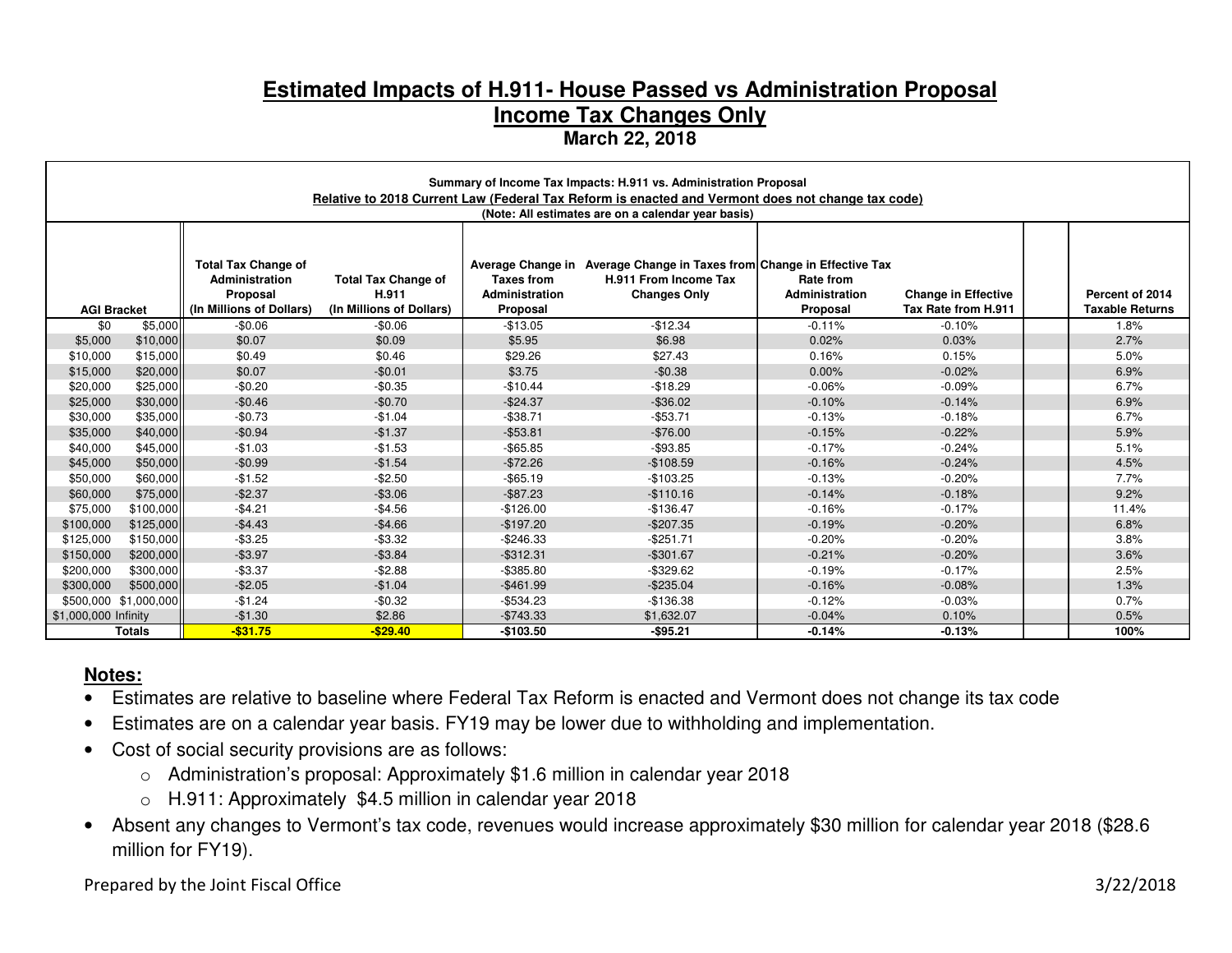# Estimated Impacts of H.911- House Passed vs Administration Proposal

## Income Tax Changes Only

**March 22, 2018**

**Summary of Income Tax Impacts: H.911 vs. Administration Proposal**

**Relative to 2018 Current Law (Federal Tax Reform is enacted and Vermont does not change tax code)**

**(Note: All estimates are on a calendar year basis)**

| AGI Bracket | | Total Tax Change of Administration Proposal (In Millions of Dollars) | Total Tax Change of H.911 (In Millions of Dollars) | Average Change in Taxes from Administration Proposal | Average Change in Taxes from H.911 From Income Tax Changes Only | Change in Effective Tax Rate from Administration Proposal | Change in Effective Tax Rate from H.911 | | Percent of 2014 Taxable Returns |
|---|---|---|---|---|---|---|---|---|---|
| $0 | $5,000 | -$0.06 | -$0.06 | -$13.05 | -$12.34 | -0.11% | -0.10% | | 1.8% |
| $5,000 | $10,000 | $0.07 | $0.09 | $5.95 | $6.98 | 0.02% | 0.03% | | 2.7% |
| $10,000 | $15,000 | $0.49 | $0.46 | $29.26 | $27.43 | 0.16% | 0.15% | | 5.0% |
| $15,000 | $20,000 | $0.07 | -$0.01 | $3.75 | -$0.38 | 0.00% | -0.02% | | 6.9% |
| $20,000 | $25,000 | -$0.20 | -$0.35 | -$10.44 | -$18.29 | -0.06% | -0.09% | | 6.7% |
| $25,000 | $30,000 | -$0.46 | -$0.70 | -$24.37 | -$36.02 | -0.10% | -0.14% | | 6.9% |
| $30,000 | $35,000 | -$0.73 | -$1.04 | -$38.71 | -$53.71 | -0.13% | -0.18% | | 6.7% |
| $35,000 | $40,000 | -$0.94 | -$1.37 | -$53.81 | -$76.00 | -0.15% | -0.22% | | 5.9% |
| $40,000 | $45,000 | -$1.03 | -$1.53 | -$65.85 | -$93.85 | -0.17% | -0.24% | | 5.1% |
| $45,000 | $50,000 | -$0.99 | -$1.54 | -$72.26 | -$108.59 | -0.16% | -0.24% | | 4.5% |
| $50,000 | $60,000 | -$1.52 | -$2.50 | -$65.19 | -$103.25 | -0.13% | -0.20% | | 7.7% |
| $60,000 | $75,000 | -$2.37 | -$3.06 | -$87.23 | -$110.16 | -0.14% | -0.18% | | 9.2% |
| $75,000 | $100,000 | -$4.21 | -$4.56 | -$126.00 | -$136.47 | -0.16% | -0.17% | | 11.4% |
| $100,000 | $125,000 | -$4.43 | -$4.66 | -$197.20 | -$207.35 | -0.19% | -0.20% | | 6.8% |
| $125,000 | $150,000 | -$3.25 | -$3.32 | -$246.33 | -$251.71 | -0.20% | -0.20% | | 3.8% |
| $150,000 | $200,000 | -$3.97 | -$3.84 | -$312.31 | -$301.67 | -0.21% | -0.20% | | 3.6% |
| $200,000 | $300,000 | -$3.37 | -$2.88 | -$385.80 | -$329.62 | -0.19% | -0.17% | | 2.5% |
| $300,000 | $500,000 | -$2.05 | -$1.04 | -$461.99 | -$235.04 | -0.16% | -0.08% | | 1.3% |
| $500,000 | $1,000,000 | -$1.24 | -$0.32 | -$534.23 | -$136.38 | -0.12% | -0.03% | | 0.7% |
| $1,000,000 | Infinity | -$1.30 | $2.86 | -$743.33 | $1,632.07 | -0.04% | 0.10% | | 0.5% |
| **Totals** | | **-$31.75** | **-$29.40** | **-$103.50** | **-$95.21** | **-0.14%** | **-0.13%** | | **100%** |

## Notes:

- Estimates are relative to baseline where Federal Tax Reform is enacted and Vermont does not change its tax code
- Estimates are on a calendar year basis. FY19 may be lower due to withholding and implementation.
- Cost of social security provisions are as follows:
  - Administration's proposal: Approximately $1.6 million in calendar year 2018
  - H.911: Approximately $4.5 million in calendar year 2018
- Absent any changes to Vermont's tax code, revenues would increase approximately $30 million for calendar year 2018 ($28.6 million for FY19).

Prepared by the Joint Fiscal Office 3/22/2018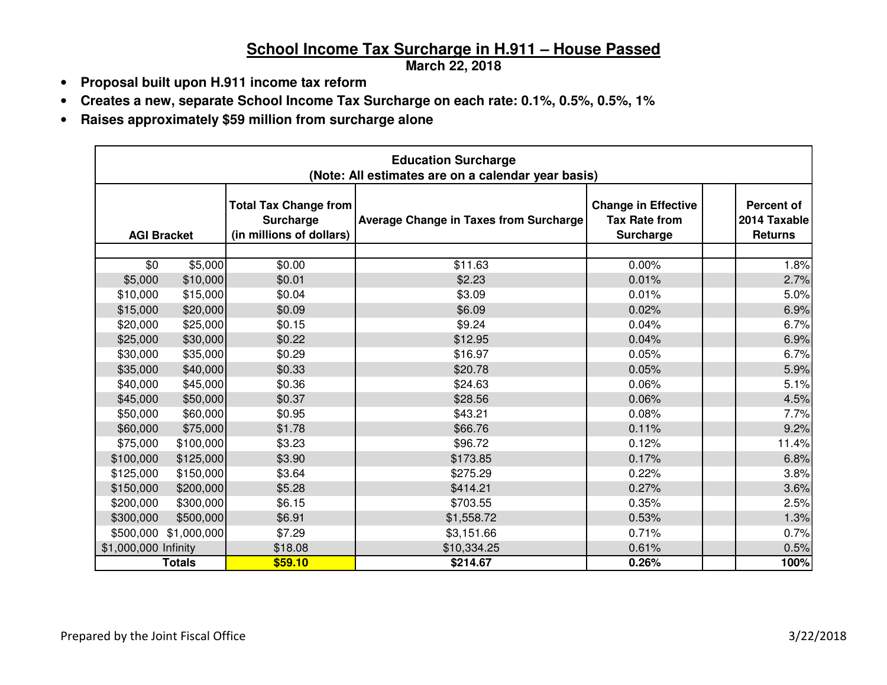# School Income Tax Surcharge in H.911 – House Passed

**March 22, 2018**

- **Proposal built upon H.911 income tax reform**
- **Creates a new, separate School Income Tax Surcharge on each rate: 0.1%, 0.5%, 0.5%, 1%**
- **Raises approximately $59 million from surcharge alone**

**Education Surcharge**
**(Note: All estimates are on a calendar year basis)**

| AGI Bracket | | Total Tax Change from Surcharge (in millions of dollars) | Average Change in Taxes from Surcharge | Change in Effective Tax Rate from Surcharge | | Percent of 2014 Taxable Returns |
|---|---|---|---|---|---|---|
| $0 | $5,000 | $0.00 | $11.63 | 0.00% | | 1.8% |
| $5,000 | $10,000 | $0.01 | $2.23 | 0.01% | | 2.7% |
| $10,000 | $15,000 | $0.04 | $3.09 | 0.01% | | 5.0% |
| $15,000 | $20,000 | $0.09 | $6.09 | 0.02% | | 6.9% |
| $20,000 | $25,000 | $0.15 | $9.24 | 0.04% | | 6.7% |
| $25,000 | $30,000 | $0.22 | $12.95 | 0.04% | | 6.9% |
| $30,000 | $35,000 | $0.29 | $16.97 | 0.05% | | 6.7% |
| $35,000 | $40,000 | $0.33 | $20.78 | 0.05% | | 5.9% |
| $40,000 | $45,000 | $0.36 | $24.63 | 0.06% | | 5.1% |
| $45,000 | $50,000 | $0.37 | $28.56 | 0.06% | | 4.5% |
| $50,000 | $60,000 | $0.95 | $43.21 | 0.08% | | 7.7% |
| $60,000 | $75,000 | $1.78 | $66.76 | 0.11% | | 9.2% |
| $75,000 | $100,000 | $3.23 | $96.72 | 0.12% | | 11.4% |
| $100,000 | $125,000 | $3.90 | $173.85 | 0.17% | | 6.8% |
| $125,000 | $150,000 | $3.64 | $275.29 | 0.22% | | 3.8% |
| $150,000 | $200,000 | $5.28 | $414.21 | 0.27% | | 3.6% |
| $200,000 | $300,000 | $6.15 | $703.55 | 0.35% | | 2.5% |
| $300,000 | $500,000 | $6.91 | $1,558.72 | 0.53% | | 1.3% |
| $500,000 | $1,000,000 | $7.29 | $3,151.66 | 0.71% | | 0.7% |
| $1,000,000 | Infinity | $18.08 | $10,334.25 | 0.61% | | 0.5% |
| **Totals** | | **$59.10** | **$214.67** | **0.26%** | | **100%** |

Prepared by the Joint Fiscal Office 3/22/2018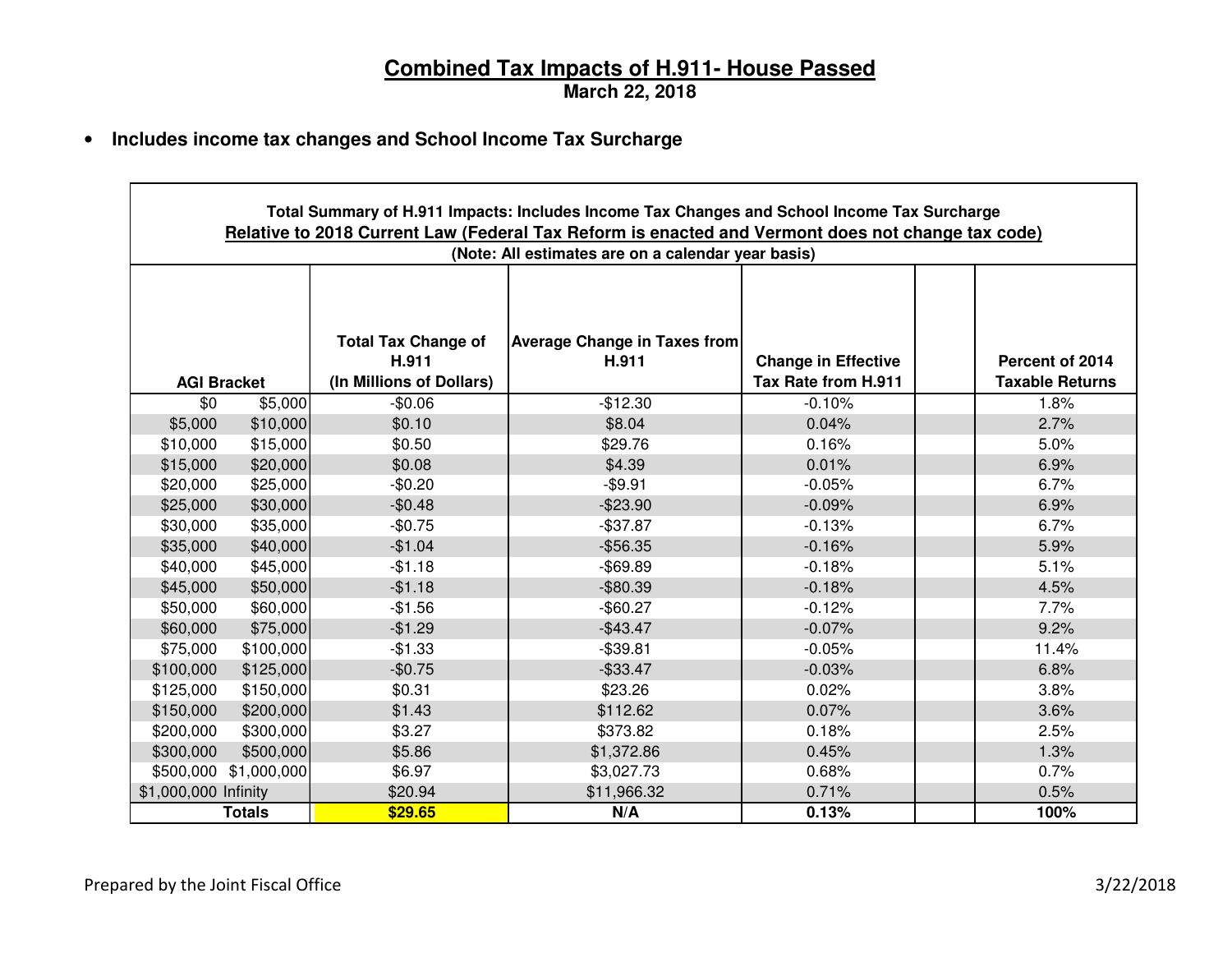# Combined Tax Impacts of H.911- House Passed

**March 22, 2018**

- **Includes income tax changes and School Income Tax Surcharge**

**Total Summary of H.911 Impacts: Includes Income Tax Changes and School Income Tax Surcharge**
**Relative to 2018 Current Law (Federal Tax Reform is enacted and Vermont does not change tax code)**
**(Note: All estimates are on a calendar year basis)**

| AGI Bracket | | Total Tax Change of H.911 (In Millions of Dollars) | Average Change in Taxes from H.911 | Change in Effective Tax Rate from H.911 | | Percent of 2014 Taxable Returns |
|---|---|---|---|---|---|---|
| $0 | $5,000 | -$0.06 | -$12.30 | -0.10% | | 1.8% |
| $5,000 | $10,000 | $0.10 | $8.04 | 0.04% | | 2.7% |
| $10,000 | $15,000 | $0.50 | $29.76 | 0.16% | | 5.0% |
| $15,000 | $20,000 | $0.08 | $4.39 | 0.01% | | 6.9% |
| $20,000 | $25,000 | -$0.20 | -$9.91 | -0.05% | | 6.7% |
| $25,000 | $30,000 | -$0.48 | -$23.90 | -0.09% | | 6.9% |
| $30,000 | $35,000 | -$0.75 | -$37.87 | -0.13% | | 6.7% |
| $35,000 | $40,000 | -$1.04 | -$56.35 | -0.16% | | 5.9% |
| $40,000 | $45,000 | -$1.18 | -$69.89 | -0.18% | | 5.1% |
| $45,000 | $50,000 | -$1.18 | -$80.39 | -0.18% | | 4.5% |
| $50,000 | $60,000 | -$1.56 | -$60.27 | -0.12% | | 7.7% |
| $60,000 | $75,000 | -$1.29 | -$43.47 | -0.07% | | 9.2% |
| $75,000 | $100,000 | -$1.33 | -$39.81 | -0.05% | | 11.4% |
| $100,000 | $125,000 | -$0.75 | -$33.47 | -0.03% | | 6.8% |
| $125,000 | $150,000 | $0.31 | $23.26 | 0.02% | | 3.8% |
| $150,000 | $200,000 | $1.43 | $112.62 | 0.07% | | 3.6% |
| $200,000 | $300,000 | $3.27 | $373.82 | 0.18% | | 2.5% |
| $300,000 | $500,000 | $5.86 | $1,372.86 | 0.45% | | 1.3% |
| $500,000 | $1,000,000 | $6.97 | $3,027.73 | 0.68% | | 0.7% |
| $1,000,000 | Infinity | $20.94 | $11,966.32 | 0.71% | | 0.5% |
| **Totals** | | **$29.65** | **N/A** | **0.13%** | | **100%** |

Prepared by the Joint Fiscal Office 3/22/2018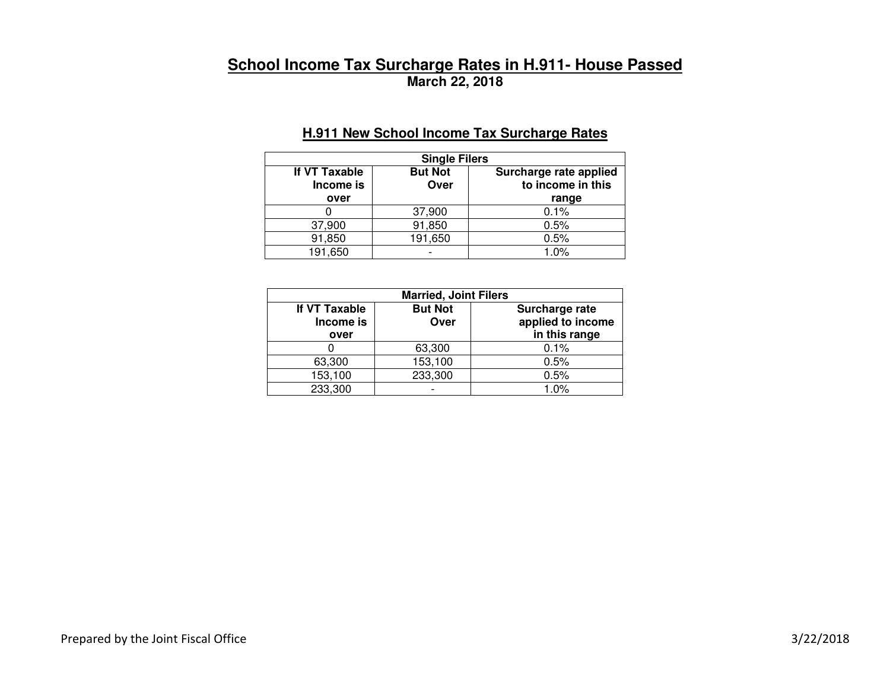# School Income Tax Surcharge Rates in H.911- House Passed

**March 22, 2018**

## H.911 New School Income Tax Surcharge Rates

| Single Filers | | |
|---|---|---|
| **If VT Taxable Income is over** | **But Not Over** | **Surcharge rate applied to income in this range** |
| 0 | 37,900 | 0.1% |
| 37,900 | 91,850 | 0.5% |
| 91,850 | 191,650 | 0.5% |
| 191,650 | - | 1.0% |

| Married, Joint Filers | | |
|---|---|---|
| **If VT Taxable Income is over** | **But Not Over** | **Surcharge rate applied to income in this range** |
| 0 | 63,300 | 0.1% |
| 63,300 | 153,100 | 0.5% |
| 153,100 | 233,300 | 0.5% |
| 233,300 | - | 1.0% |

Prepared by the Joint Fiscal Office 3/22/2018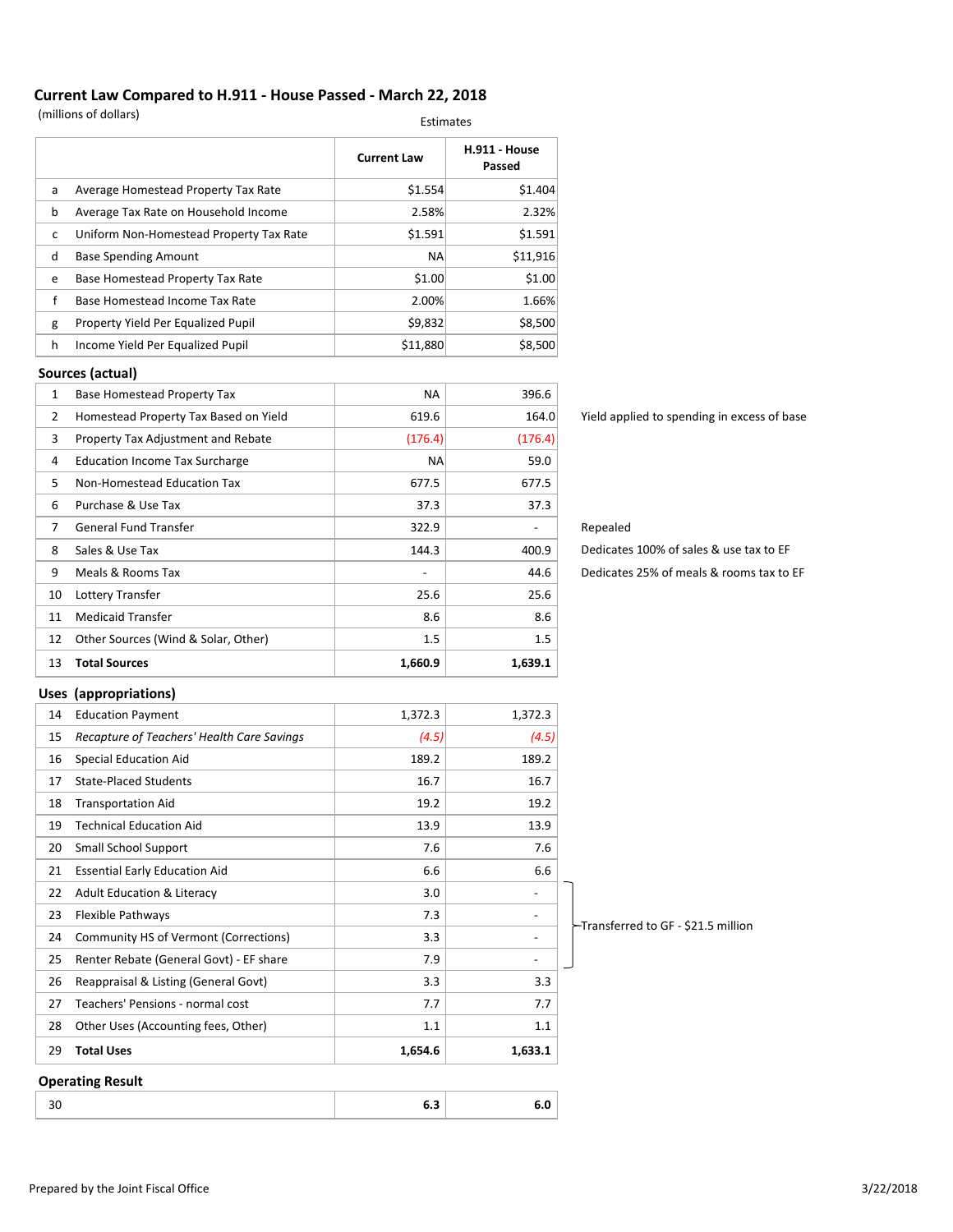## Current Law Compared to H.911 - House Passed - March 22, 2018

(millions of dollars)

Estimates

| | | Current Law | H.911 - House Passed | |
|---|---|---|---|---|
| a | Average Homestead Property Tax Rate | $1.554 | $1.404 | |
| b | Average Tax Rate on Household Income | 2.58% | 2.32% | |
| c | Uniform Non-Homestead Property Tax Rate | $1.591 | $1.591 | |
| d | Base Spending Amount | NA | $11,916 | |
| e | Base Homestead Property Tax Rate | $1.00 | $1.00 | |
| f | Base Homestead Income Tax Rate | 2.00% | 1.66% | |
| g | Property Yield Per Equalized Pupil | $9,832 | $8,500 | |
| h | Income Yield Per Equalized Pupil | $11,880 | $8,500 | |
| **Sources (actual)** | | | | |
| 1 | Base Homestead Property Tax | NA | 396.6 | |
| 2 | Homestead Property Tax Based on Yield | 619.6 | 164.0 | Yield applied to spending in excess of base |
| 3 | Property Tax Adjustment and Rebate | (176.4) | (176.4) | |
| 4 | Education Income Tax Surcharge | NA | 59.0 | |
| 5 | Non-Homestead Education Tax | 677.5 | 677.5 | |
| 6 | Purchase & Use Tax | 37.3 | 37.3 | |
| 7 | General Fund Transfer | 322.9 | - | Repealed |
| 8 | Sales & Use Tax | 144.3 | 400.9 | Dedicates 100% of sales & use tax to EF |
| 9 | Meals & Rooms Tax | - | 44.6 | Dedicates 25% of meals & rooms tax to EF |
| 10 | Lottery Transfer | 25.6 | 25.6 | |
| 11 | Medicaid Transfer | 8.6 | 8.6 | |
| 12 | Other Sources (Wind & Solar, Other) | 1.5 | 1.5 | |
| 13 | **Total Sources** | **1,660.9** | **1,639.1** | |
| **Uses (appropriations)** | | | | |
| 14 | Education Payment | 1,372.3 | 1,372.3 | |
| 15 | *Recapture of Teachers' Health Care Savings* | *(4.5)* | *(4.5)* | |
| 16 | Special Education Aid | 189.2 | 189.2 | |
| 17 | State-Placed Students | 16.7 | 16.7 | |
| 18 | Transportation Aid | 19.2 | 19.2 | |
| 19 | Technical Education Aid | 13.9 | 13.9 | |
| 20 | Small School Support | 7.6 | 7.6 | |
| 21 | Essential Early Education Aid | 6.6 | 6.6 | |
| 22 | Adult Education & Literacy | 3.0 | - | Transferred to GF - $21.5 million (lines 22–25) |
| 23 | Flexible Pathways | 7.3 | - | |
| 24 | Community HS of Vermont (Corrections) | 3.3 | - | |
| 25 | Renter Rebate (General Govt) - EF share | 7.9 | - | |
| 26 | Reappraisal & Listing (General Govt) | 3.3 | 3.3 | |
| 27 | Teachers' Pensions - normal cost | 7.7 | 7.7 | |
| 28 | Other Uses (Accounting fees, Other) | 1.1 | 1.1 | |
| 29 | **Total Uses** | **1,654.6** | **1,633.1** | |
| **Operating Result** | | | | |
| 30 | | **6.3** | **6.0** | |

Prepared by the Joint Fiscal Office

3/22/2018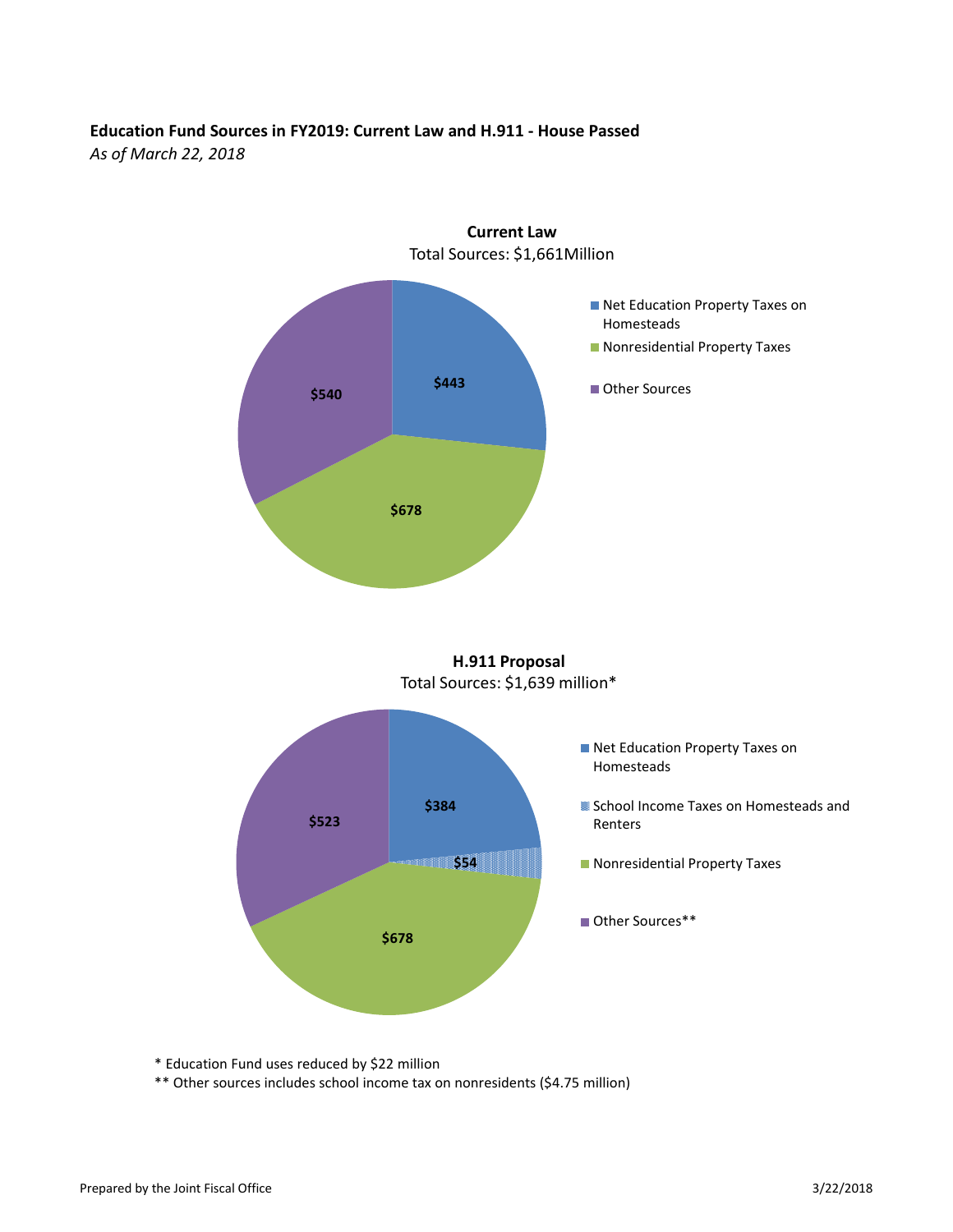**Education Fund Sources in FY2019: Current Law and H.911 - House Passed**

*As of March 22, 2018*

**Current Law**

Total Sources: $1,661Million

| Source | Amount |
| --- | --- |
| Net Education Property Taxes on Homesteads | $443 |
| Nonresidential Property Taxes | $678 |
| Other Sources | $540 |

**H.911 Proposal**

Total Sources: $1,639 million*

| Source | Amount |
| --- | --- |
| Net Education Property Taxes on Homesteads | $384 |
| School Income Taxes on Homesteads and Renters | $54 |
| Nonresidential Property Taxes | $678 |
| Other Sources** | $523 |

\* Education Fund uses reduced by $22 million

\*\* Other sources includes school income tax on nonresidents ($4.75 million)

Prepared by the Joint Fiscal Office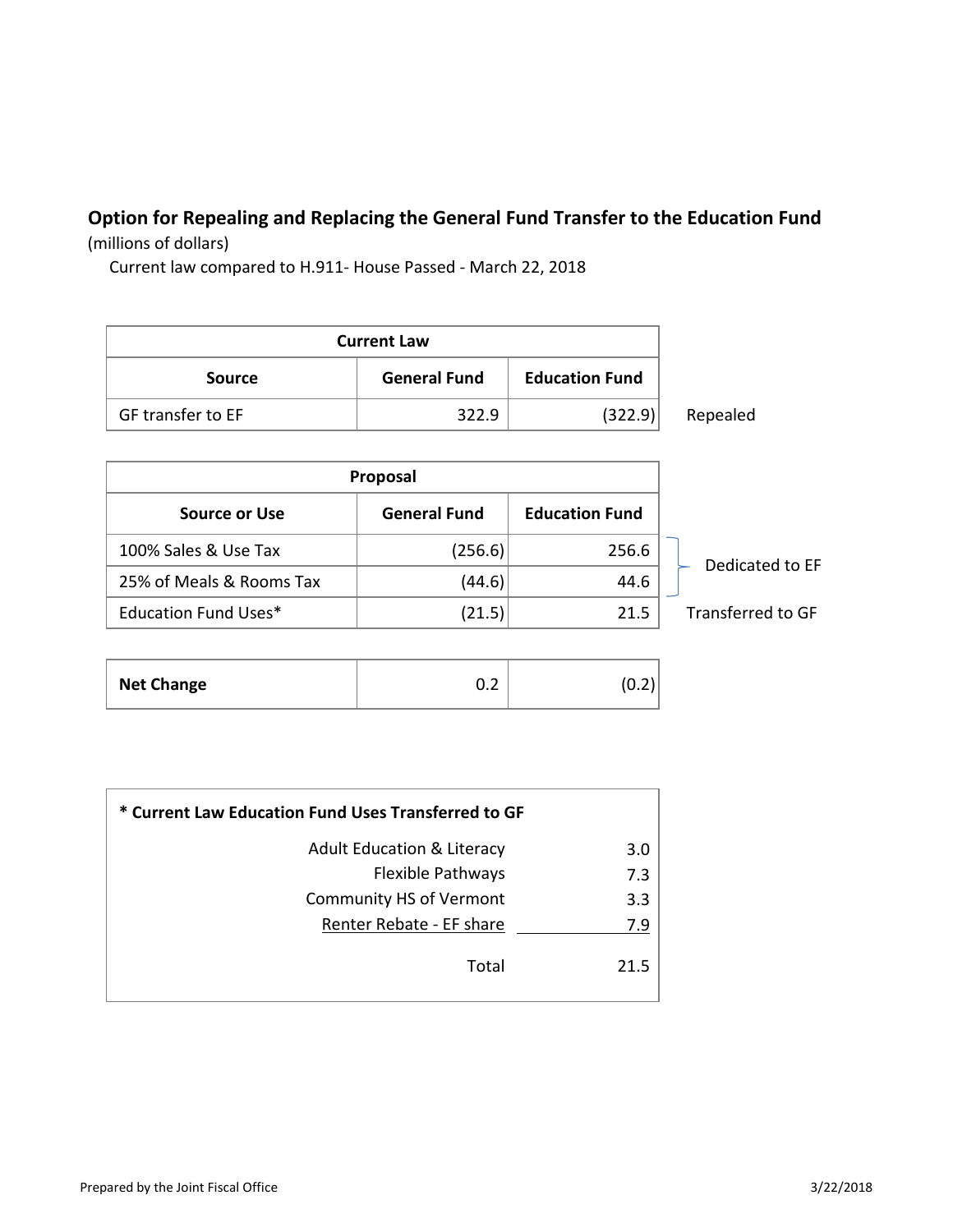## Option for Repealing and Replacing the General Fund Transfer to the Education Fund

(millions of dollars)

Current law compared to H.911- House Passed - March 22, 2018

| Current Law | | | |
|---|---|---|---|
| **Source** | **General Fund** | **Education Fund** | |
| GF transfer to EF | 322.9 | (322.9) | Repealed |

| Proposal | | | |
|---|---|---|---|
| **Source or Use** | **General Fund** | **Education Fund** | |
| 100% Sales & Use Tax | (256.6) | 256.6 | Dedicated to EF |
| 25% of Meals & Rooms Tax | (44.6) | 44.6 | Dedicated to EF |
| Education Fund Uses* | (21.5) | 21.5 | Transferred to GF |

| **Net Change** | 0.2 | (0.2) |
|---|---|---|

| * Current Law Education Fund Uses Transferred to GF | |
|---|---|
| Adult Education & Literacy | 3.0 |
| Flexible Pathways | 7.3 |
| Community HS of Vermont | 3.3 |
| Renter Rebate - EF share | 7.9 |
| Total | 21.5 |

Prepared by the Joint Fiscal Office 3/22/2018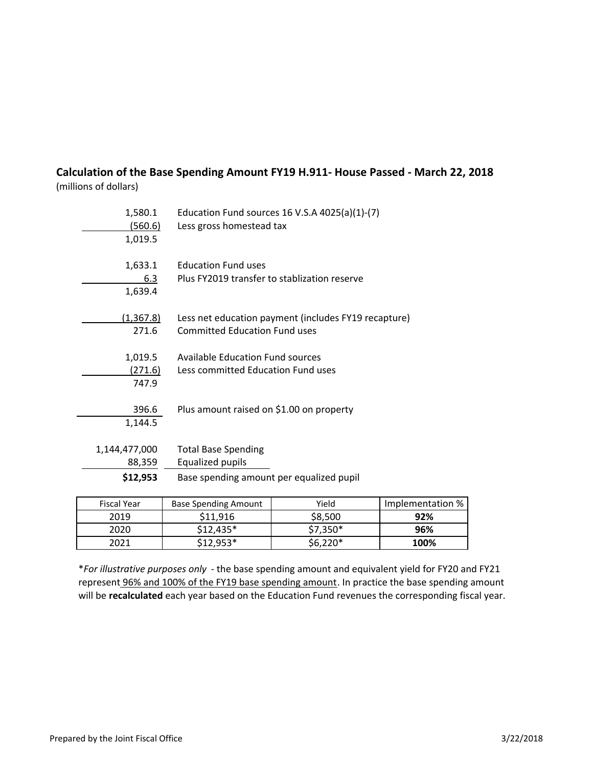**Calculation of the Base Spending Amount FY19 H.911- House Passed - March 22, 2018**

(millions of dollars)

| | |
|---|---|
| 1,580.1 | Education Fund sources 16 V.S.A 4025(a)(1)-(7) |
| (560.6) | Less gross homestead tax |
| 1,019.5 | |
| | |
| 1,633.1 | Education Fund uses |
| 6.3 | Plus FY2019 transfer to stablization reserve |
| 1,639.4 | |
| | |
| (1,367.8) | Less net education payment (includes FY19 recapture) |
| 271.6 | Committed Education Fund uses |
| | |
| 1,019.5 | Available Education Fund sources |
| (271.6) | Less committed Education Fund uses |
| 747.9 | |
| | |
| 396.6 | Plus amount raised on $1.00 on property |
| 1,144.5 | |
| | |
| 1,144,477,000 | Total Base Spending |
| 88,359 | Equalized pupils |
| **$12,953** | Base spending amount per equalized pupil |

| Fiscal Year | Base Spending Amount | Yield | Implementation % |
|---|---|---|---|
| 2019 | $11,916 | $8,500 | **92%** |
| 2020 | $12,435* | $7,350* | **96%** |
| 2021 | $12,953* | $6,220* | **100%** |

**For illustrative purposes only* - the base spending amount and equivalent yield for FY20 and FY21 represent 96% and 100% of the FY19 base spending amount. In practice the base spending amount will be **recalculated** each year based on the Education Fund revenues the corresponding fiscal year.

Prepared by the Joint Fiscal Office 3/22/2018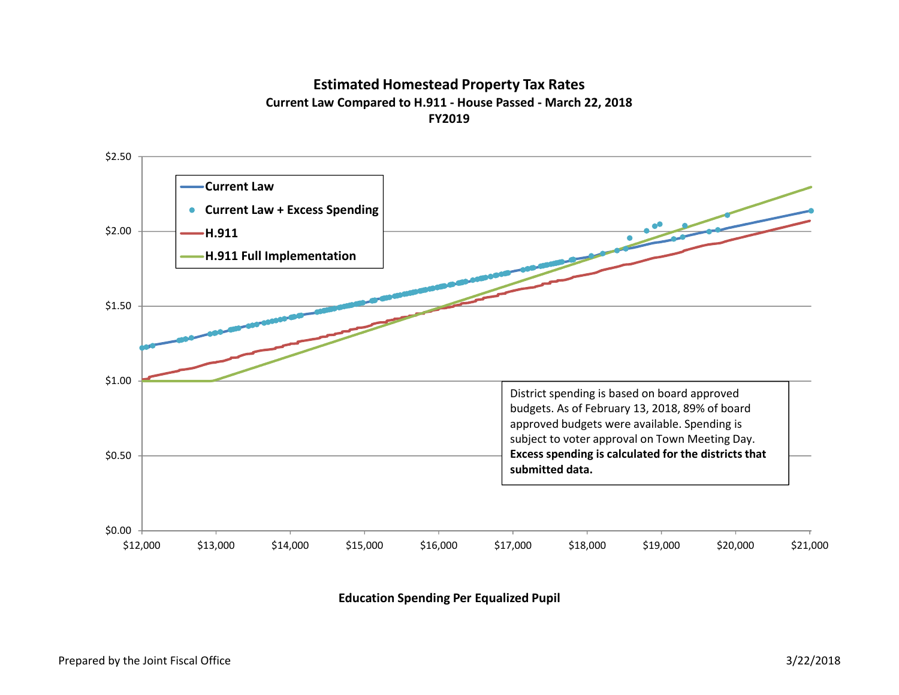# Estimated Homestead Property Tax Rates

**Current Law Compared to H.911 - House Passed - March 22, 2018**

**FY2019**

Legend:
- Current Law
- Current Law + Excess Spending
- H.911
- H.911 Full Implementation

Y-axis: $0.00, $0.50, $1.00, $1.50, $2.00, $2.50

X-axis: $12,000, $13,000, $14,000, $15,000, $16,000, $17,000, $18,000, $19,000, $20,000, $21,000

District spending is based on board approved budgets. As of February 13, 2018, 89% of board approved budgets were available. Spending is subject to voter approval on Town Meeting Day. **Excess spending is calculated for the districts that submitted data.**

**Education Spending Per Equalized Pupil**

Prepared by the Joint Fiscal Office

3/22/2018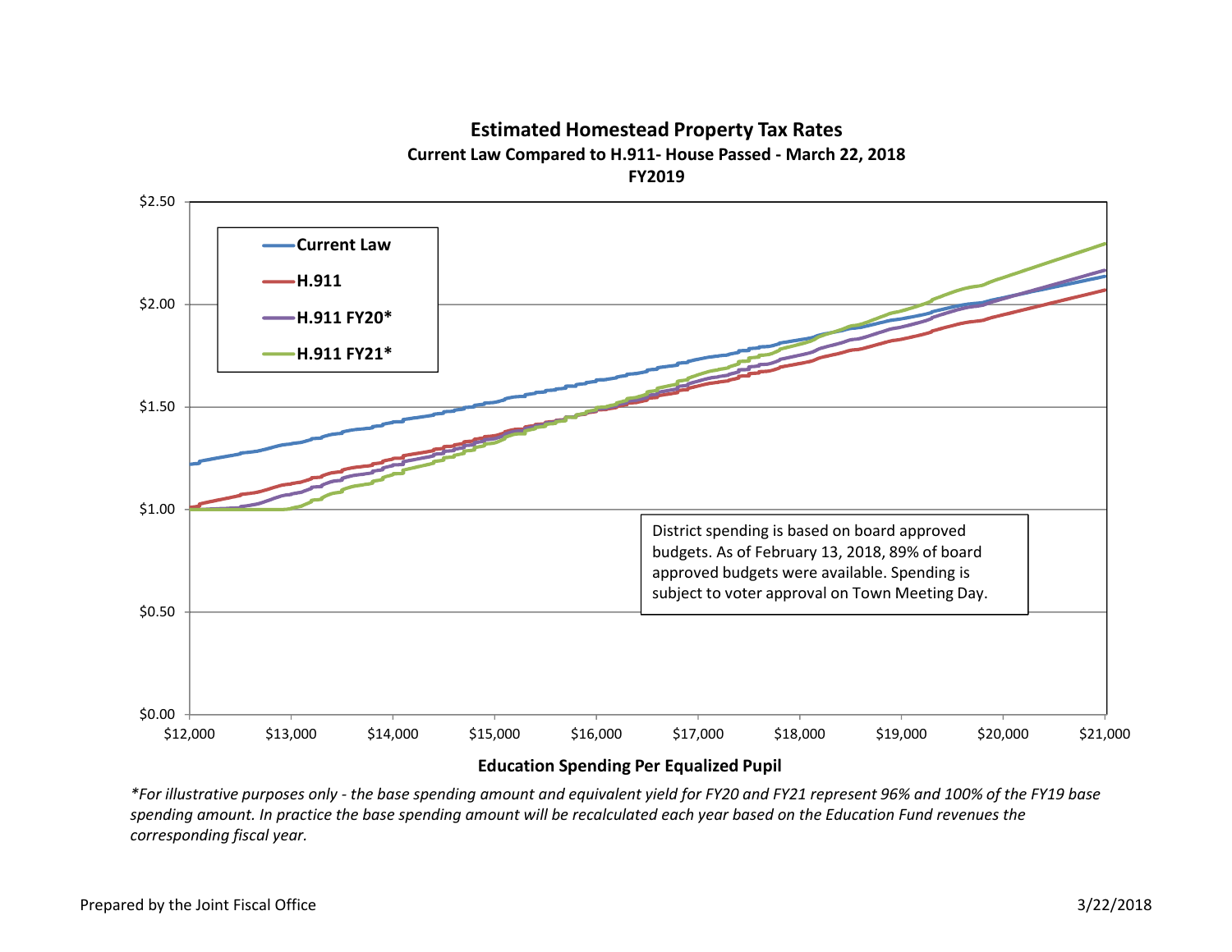**Estimated Homestead Property Tax Rates**
**Current Law Compared to H.911- House Passed - March 22, 2018**
**FY2019**

$2.50
$2.00
$1.50
$1.00
$0.50
$0.00

Current Law
H.911
H.911 FY20*
H.911 FY21*

District spending is based on board approved budgets. As of February 13, 2018, 89% of board approved budgets were available. Spending is subject to voter approval on Town Meeting Day.

$12,000 $13,000 $14,000 $15,000 $16,000 $17,000 $18,000 $19,000 $20,000 $21,000

**Education Spending Per Equalized Pupil**

*\*For illustrative purposes only - the base spending amount and equivalent yield for FY20 and FY21 represent 96% and 100% of the FY19 base spending amount. In practice the base spending amount will be recalculated each year based on the Education Fund revenues the corresponding fiscal year.*

Prepared by the Joint Fiscal Office 3/22/2018